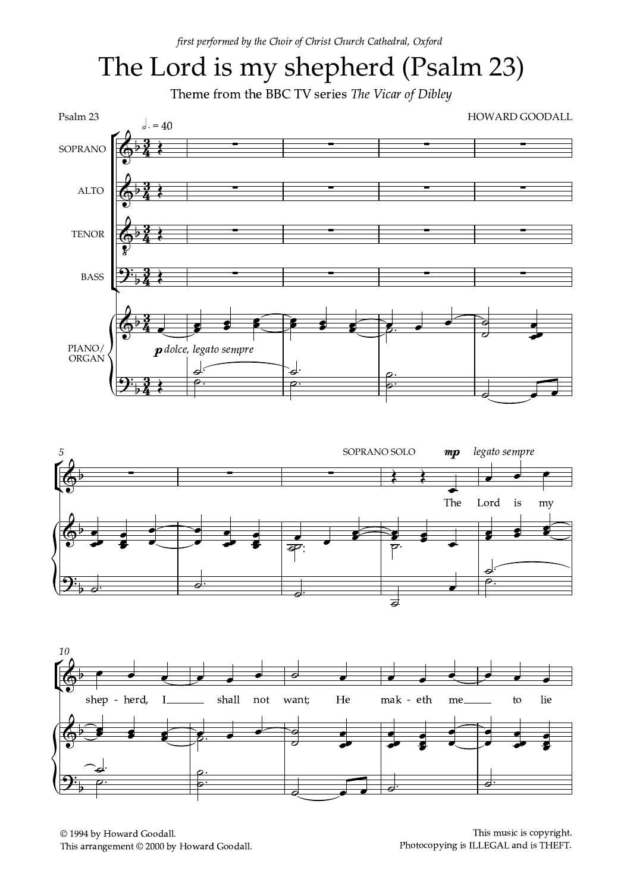*first performed by the Choir of Christ Church Cathedral, Oxford*

# The Lord is my shepherd (Psalm 23)

Theme from the BBC TV series *The Vicar of Dibley*

Psalm 23

HOWARD GOODALL

© 1994 by Howard Goodall.
This arrangement © 2000 by Howard Goodall.

This music is copyright.
Photocopying is ILLEGAL and is THEFT.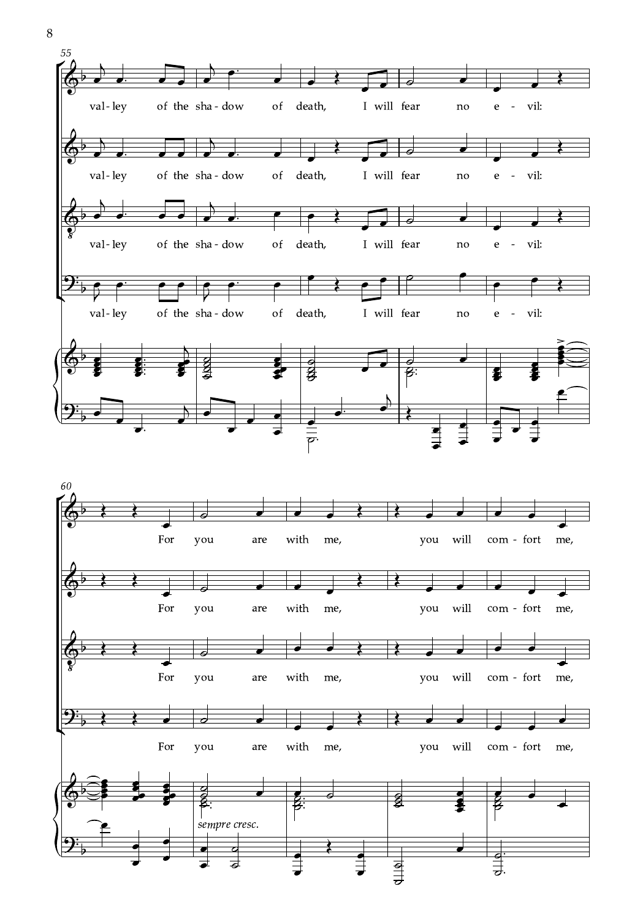val-ley of the sha-dow of death, I will fear no e-vil:

val-ley of the sha-dow of death, I will fear no e-vil:

val-ley of the sha-dow of death, I will fear no e-vil:

val-ley of the sha-dow of death, I will fear no e-vil:

For you are with me, you will com-fort me,

For you are with me, you will com-fort me,

For you are with me, you will com-fort me,

For you are with me, you will com-fort me,

*sempre cresc.*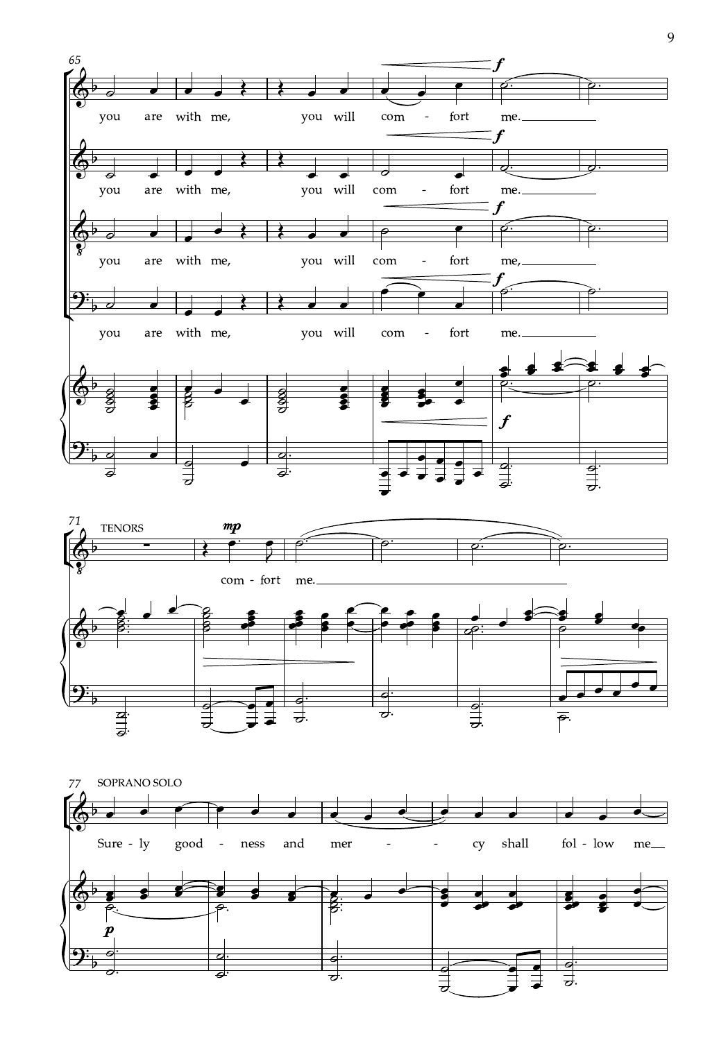65

you are with me, you will com - fort me.

you are with me, you will com - fort me.

you are with me, you will com - fort me,

you are with me, you will com - fort me.

*f*

71

TENORS

*mp*

com - fort me.

77

SOPRANO SOLO

Sure - ly good - ness and mer - - cy shall fol - low me

*p*